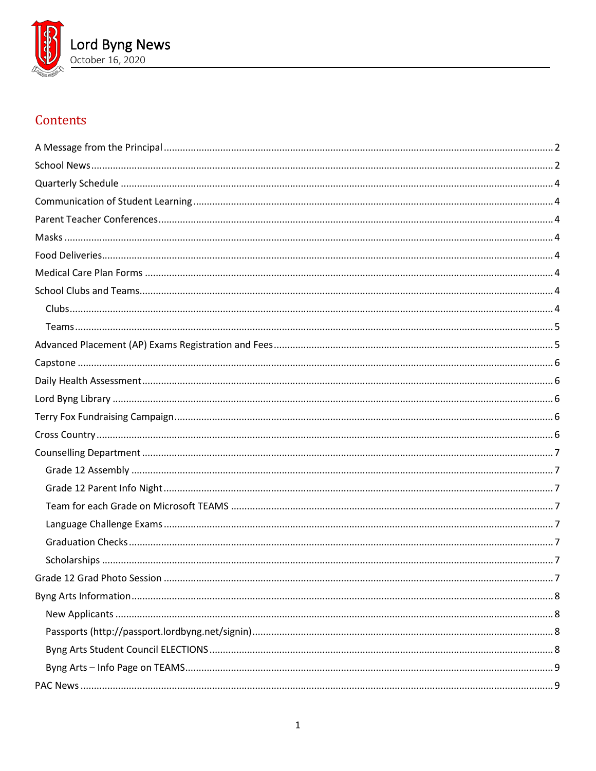# Lord Byng News

October 16, 2020

## Contents

- A Message from the Principal ........ 2
- School News ........ 2
- Quarterly Schedule ........ 4
- Communication of Student Learning ........ 4
- Parent Teacher Conferences ........ 4
- Masks ........ 4
- Food Deliveries ........ 4
- Medical Care Plan Forms ........ 4
- School Clubs and Teams ........ 4
  - Clubs ........ 4
  - Teams ........ 5
- Advanced Placement (AP) Exams Registration and Fees ........ 5
- Capstone ........ 6
- Daily Health Assessment ........ 6
- Lord Byng Library ........ 6
- Terry Fox Fundraising Campaign ........ 6
- Cross Country ........ 6
- Counselling Department ........ 7
  - Grade 12 Assembly ........ 7
  - Grade 12 Parent Info Night ........ 7
  - Team for each Grade on Microsoft TEAMS ........ 7
  - Language Challenge Exams ........ 7
  - Graduation Checks ........ 7
  - Scholarships ........ 7
- Grade 12 Grad Photo Session ........ 7
- Byng Arts Information ........ 8
  - New Applicants ........ 8
  - Passports (http://passport.lordbyng.net/signin) ........ 8
  - Byng Arts Student Council ELECTIONS ........ 8
  - Byng Arts – Info Page on TEAMS ........ 9
- PAC News ........ 9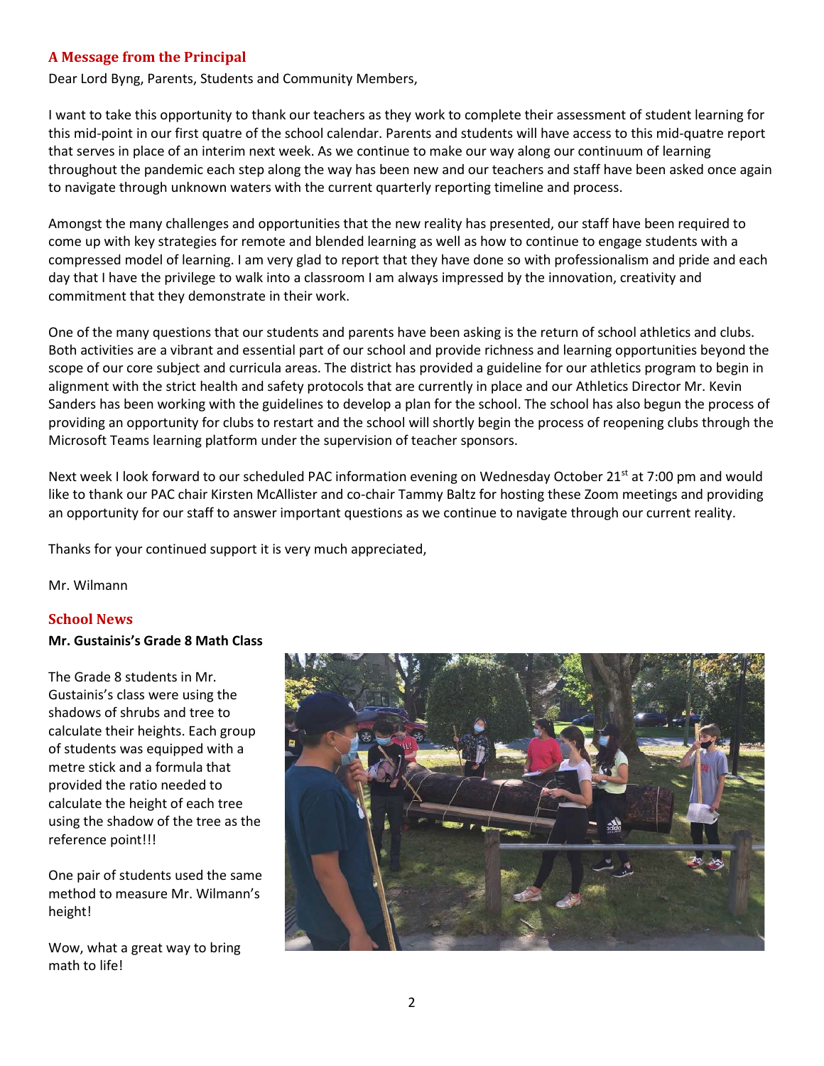## A Message from the Principal

Dear Lord Byng, Parents, Students and Community Members,

I want to take this opportunity to thank our teachers as they work to complete their assessment of student learning for this mid-point in our first quatre of the school calendar. Parents and students will have access to this mid-quatre report that serves in place of an interim next week. As we continue to make our way along our continuum of learning throughout the pandemic each step along the way has been new and our teachers and staff have been asked once again to navigate through unknown waters with the current quarterly reporting timeline and process.

Amongst the many challenges and opportunities that the new reality has presented, our staff have been required to come up with key strategies for remote and blended learning as well as how to continue to engage students with a compressed model of learning. I am very glad to report that they have done so with professionalism and pride and each day that I have the privilege to walk into a classroom I am always impressed by the innovation, creativity and commitment that they demonstrate in their work.

One of the many questions that our students and parents have been asking is the return of school athletics and clubs. Both activities are a vibrant and essential part of our school and provide richness and learning opportunities beyond the scope of our core subject and curricula areas. The district has provided a guideline for our athletics program to begin in alignment with the strict health and safety protocols that are currently in place and our Athletics Director Mr. Kevin Sanders has been working with the guidelines to develop a plan for the school. The school has also begun the process of providing an opportunity for clubs to restart and the school will shortly begin the process of reopening clubs through the Microsoft Teams learning platform under the supervision of teacher sponsors.

Next week I look forward to our scheduled PAC information evening on Wednesday October 21st at 7:00 pm and would like to thank our PAC chair Kirsten McAllister and co-chair Tammy Baltz for hosting these Zoom meetings and providing an opportunity for our staff to answer important questions as we continue to navigate through our current reality.

Thanks for your continued support it is very much appreciated,

Mr. Wilmann

## School News

**Mr. Gustainis's Grade 8 Math Class**

The Grade 8 students in Mr. Gustainis's class were using the shadows of shrubs and tree to calculate their heights. Each group of students was equipped with a metre stick and a formula that provided the ratio needed to calculate the height of each tree using the shadow of the tree as the reference point!!!

One pair of students used the same method to measure Mr. Wilmann's height!

Wow, what a great way to bring math to life!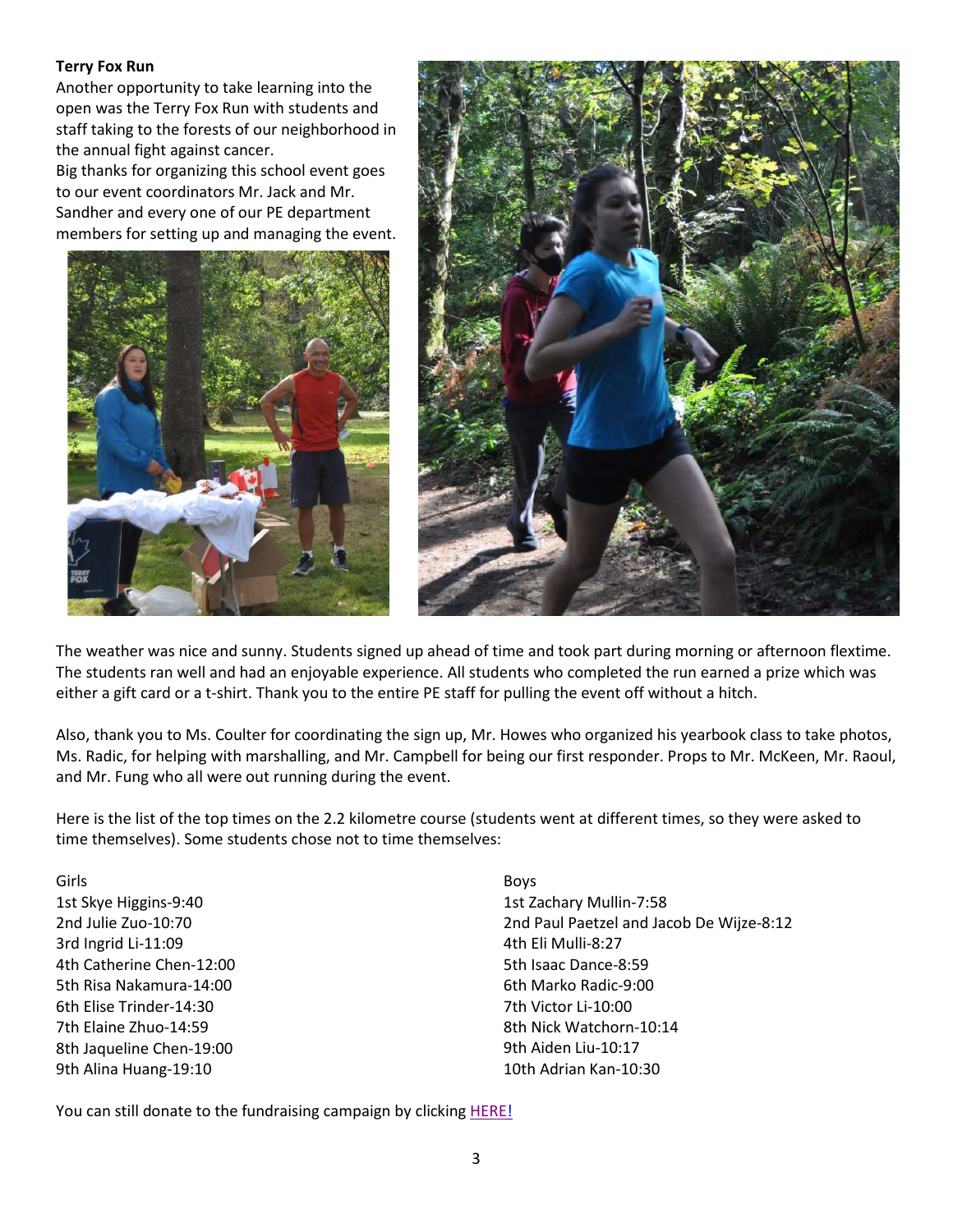**Terry Fox Run**

Another opportunity to take learning into the open was the Terry Fox Run with students and staff taking to the forests of our neighborhood in the annual fight against cancer.

Big thanks for organizing this school event goes to our event coordinators Mr. Jack and Mr. Sandher and every one of our PE department members for setting up and managing the event.

The weather was nice and sunny. Students signed up ahead of time and took part during morning or afternoon flextime. The students ran well and had an enjoyable experience. All students who completed the run earned a prize which was either a gift card or a t-shirt. Thank you to the entire PE staff for pulling the event off without a hitch.

Also, thank you to Ms. Coulter for coordinating the sign up, Mr. Howes who organized his yearbook class to take photos, Ms. Radic, for helping with marshalling, and Mr. Campbell for being our first responder. Props to Mr. McKeen, Mr. Raoul, and Mr. Fung who all were out running during the event.

Here is the list of the top times on the 2.2 kilometre course (students went at different times, so they were asked to time themselves). Some students chose not to time themselves:

Girls
1st Skye Higgins-9:40
2nd Julie Zuo-10:70
3rd Ingrid Li-11:09
4th Catherine Chen-12:00
5th Risa Nakamura-14:00
6th Elise Trinder-14:30
7th Elaine Zhuo-14:59
8th Jaqueline Chen-19:00
9th Alina Huang-19:10

Boys
1st Zachary Mullin-7:58
2nd Paul Paetzel and Jacob De Wijze-8:12
4th Eli Mulli-8:27
5th Isaac Dance-8:59
6th Marko Radic-9:00
7th Victor Li-10:00
8th Nick Watchorn-10:14
9th Aiden Liu-10:17
10th Adrian Kan-10:30

You can still donate to the fundraising campaign by clicking HERE!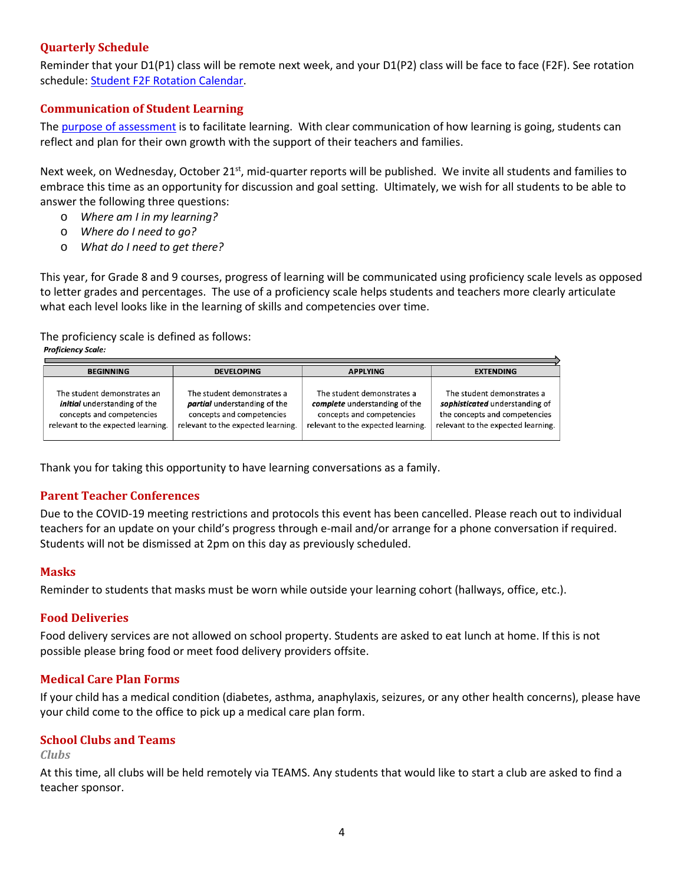## Quarterly Schedule

Reminder that your D1(P1) class will be remote next week, and your D1(P2) class will be face to face (F2F). See rotation schedule: [Student F2F Rotation Calendar](#).

## Communication of Student Learning

The [purpose of assessment](#) is to facilitate learning. With clear communication of how learning is going, students can reflect and plan for their own growth with the support of their teachers and families.

Next week, on Wednesday, October 21st, mid-quarter reports will be published. We invite all students and families to embrace this time as an opportunity for discussion and goal setting. Ultimately, we wish for all students to be able to answer the following three questions:

- *Where am I in my learning?*
- *Where do I need to go?*
- *What do I need to get there?*

This year, for Grade 8 and 9 courses, progress of learning will be communicated using proficiency scale levels as opposed to letter grades and percentages. The use of a proficiency scale helps students and teachers more clearly articulate what each level looks like in the learning of skills and competencies over time.

The proficiency scale is defined as follows:

***Proficiency Scale:***

| BEGINNING | DEVELOPING | APPLYING | EXTENDING |
|---|---|---|---|
| The student demonstrates an ***initial*** understanding of the concepts and competencies relevant to the expected learning. | The student demonstrates a ***partial*** understanding of the concepts and competencies relevant to the expected learning. | The student demonstrates a ***complete*** understanding of the concepts and competencies relevant to the expected learning. | The student demonstrates a ***sophisticated*** understanding of the concepts and competencies relevant to the expected learning. |

Thank you for taking this opportunity to have learning conversations as a family.

## Parent Teacher Conferences

Due to the COVID-19 meeting restrictions and protocols this event has been cancelled. Please reach out to individual teachers for an update on your child's progress through e-mail and/or arrange for a phone conversation if required. Students will not be dismissed at 2pm on this day as previously scheduled.

## Masks

Reminder to students that masks must be worn while outside your learning cohort (hallways, office, etc.).

## Food Deliveries

Food delivery services are not allowed on school property. Students are asked to eat lunch at home. If this is not possible please bring food or meet food delivery providers offsite.

## Medical Care Plan Forms

If your child has a medical condition (diabetes, asthma, anaphylaxis, seizures, or any other health concerns), please have your child come to the office to pick up a medical care plan form.

## School Clubs and Teams

### *Clubs*

At this time, all clubs will be held remotely via TEAMS. Any students that would like to start a club are asked to find a teacher sponsor.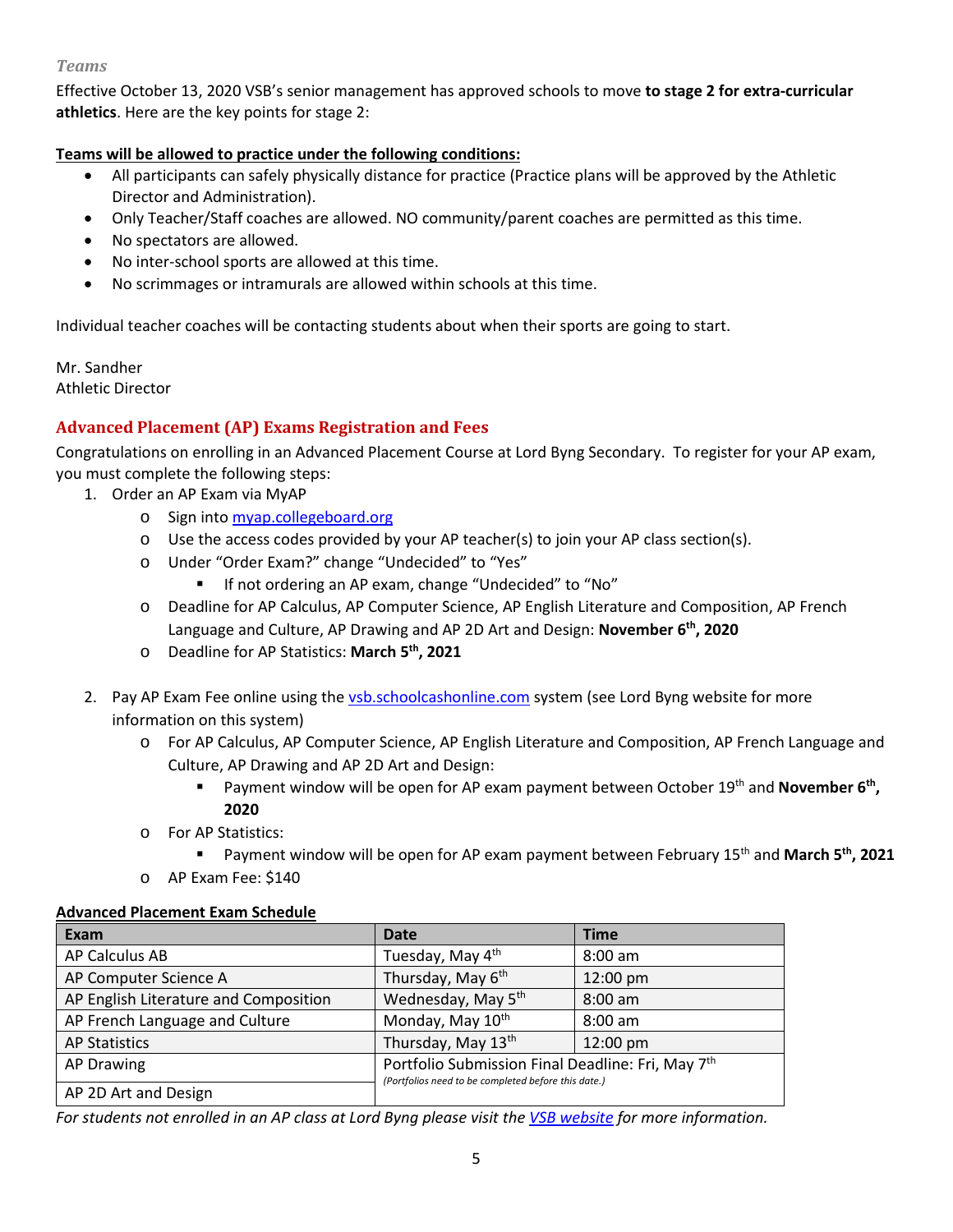### *Teams*

Effective October 13, 2020 VSB's senior management has approved schools to move **to stage 2 for extra-curricular athletics**. Here are the key points for stage 2:

**Teams will be allowed to practice under the following conditions:**

- All participants can safely physically distance for practice (Practice plans will be approved by the Athletic Director and Administration).
- Only Teacher/Staff coaches are allowed. NO community/parent coaches are permitted as this time.
- No spectators are allowed.
- No inter-school sports are allowed at this time.
- No scrimmages or intramurals are allowed within schools at this time.

Individual teacher coaches will be contacting students about when their sports are going to start.

Mr. Sandher
Athletic Director

## Advanced Placement (AP) Exams Registration and Fees

Congratulations on enrolling in an Advanced Placement Course at Lord Byng Secondary. To register for your AP exam, you must complete the following steps:

1. Order an AP Exam via MyAP
   - Sign into [myap.collegeboard.org](myap.collegeboard.org)
   - Use the access codes provided by your AP teacher(s) to join your AP class section(s).
   - Under "Order Exam?" change "Undecided" to "Yes"
     - If not ordering an AP exam, change "Undecided" to "No"
   - Deadline for AP Calculus, AP Computer Science, AP English Literature and Composition, AP French Language and Culture, AP Drawing and AP 2D Art and Design: **November 6th, 2020**
   - Deadline for AP Statistics: **March 5th, 2021**

2. Pay AP Exam Fee online using the [vsb.schoolcashonline.com](vsb.schoolcashonline.com) system (see Lord Byng website for more information on this system)
   - For AP Calculus, AP Computer Science, AP English Literature and Composition, AP French Language and Culture, AP Drawing and AP 2D Art and Design:
     - Payment window will be open for AP exam payment between October 19th and **November 6th, 2020**
   - For AP Statistics:
     - Payment window will be open for AP exam payment between February 15th and **March 5th, 2021**
   - AP Exam Fee: $140

**Advanced Placement Exam Schedule**

| Exam | Date | Time |
|---|---|---|
| AP Calculus AB | Tuesday, May 4th | 8:00 am |
| AP Computer Science A | Thursday, May 6th | 12:00 pm |
| AP English Literature and Composition | Wednesday, May 5th | 8:00 am |
| AP French Language and Culture | Monday, May 10th | 8:00 am |
| AP Statistics | Thursday, May 13th | 12:00 pm |
| AP Drawing | Portfolio Submission Final Deadline: Fri, May 7th *(Portfolios need to be completed before this date.)* | |
| AP 2D Art and Design | | |

*For students not enrolled in an AP class at Lord Byng please visit the [VSB website](VSB website) for more information.*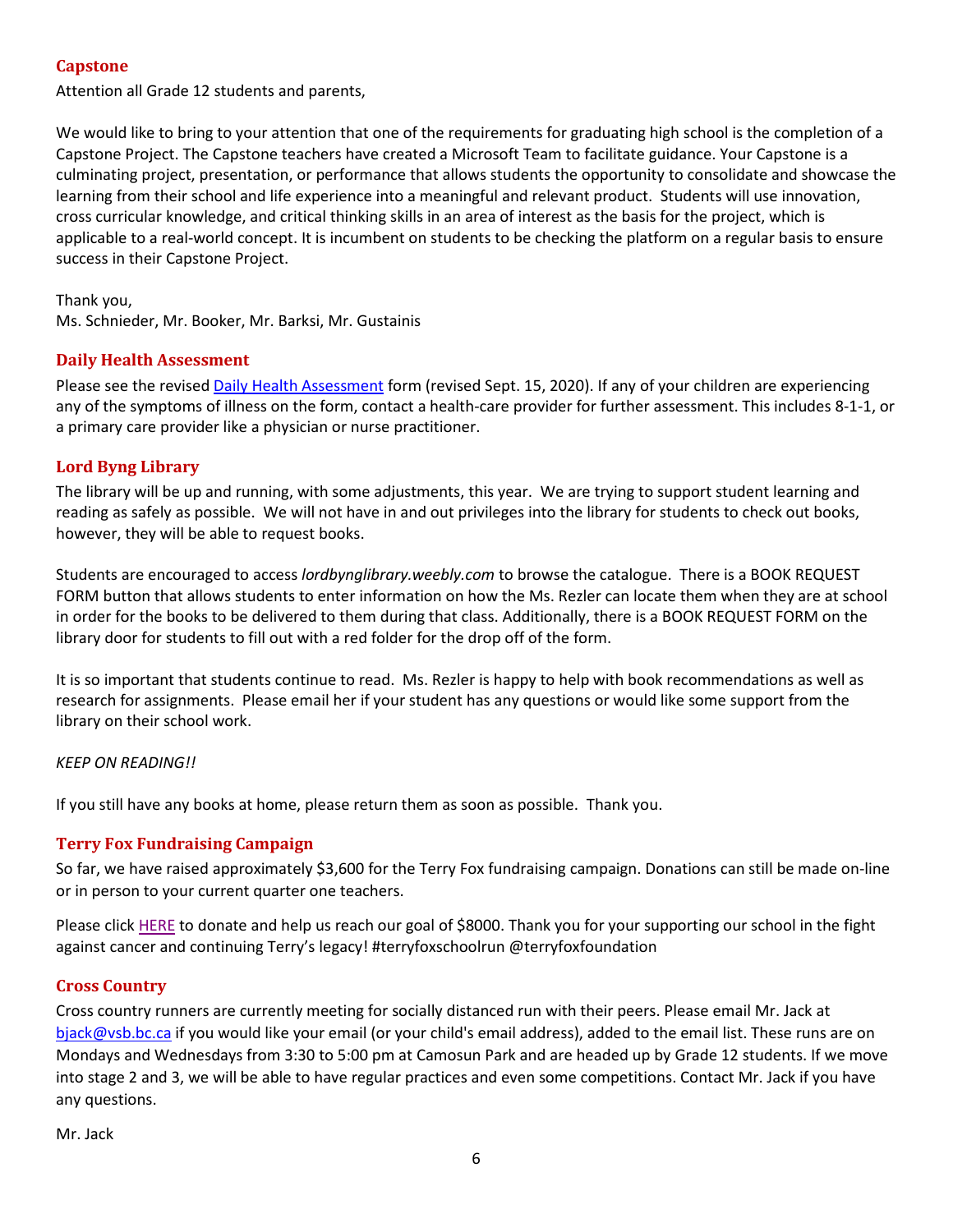## Capstone

Attention all Grade 12 students and parents,

We would like to bring to your attention that one of the requirements for graduating high school is the completion of a Capstone Project. The Capstone teachers have created a Microsoft Team to facilitate guidance. Your Capstone is a culminating project, presentation, or performance that allows students the opportunity to consolidate and showcase the learning from their school and life experience into a meaningful and relevant product. Students will use innovation, cross curricular knowledge, and critical thinking skills in an area of interest as the basis for the project, which is applicable to a real-world concept. It is incumbent on students to be checking the platform on a regular basis to ensure success in their Capstone Project.

Thank you,
Ms. Schnieder, Mr. Booker, Mr. Barksi, Mr. Gustainis

## Daily Health Assessment

Please see the revised Daily Health Assessment form (revised Sept. 15, 2020). If any of your children are experiencing any of the symptoms of illness on the form, contact a health-care provider for further assessment. This includes 8-1-1, or a primary care provider like a physician or nurse practitioner.

## Lord Byng Library

The library will be up and running, with some adjustments, this year. We are trying to support student learning and reading as safely as possible. We will not have in and out privileges into the library for students to check out books, however, they will be able to request books.

Students are encouraged to access *lordbynglibrary.weebly.com* to browse the catalogue. There is a BOOK REQUEST FORM button that allows students to enter information on how the Ms. Rezler can locate them when they are at school in order for the books to be delivered to them during that class. Additionally, there is a BOOK REQUEST FORM on the library door for students to fill out with a red folder for the drop off of the form.

It is so important that students continue to read. Ms. Rezler is happy to help with book recommendations as well as research for assignments. Please email her if your student has any questions or would like some support from the library on their school work.

*KEEP ON READING!!*

If you still have any books at home, please return them as soon as possible. Thank you.

## Terry Fox Fundraising Campaign

So far, we have raised approximately $3,600 for the Terry Fox fundraising campaign. Donations can still be made on-line or in person to your current quarter one teachers.

Please click HERE to donate and help us reach our goal of $8000. Thank you for your supporting our school in the fight against cancer and continuing Terry's legacy! #terryfoxschoolrun @terryfoxfoundation

## Cross Country

Cross country runners are currently meeting for socially distanced run with their peers. Please email Mr. Jack at bjack@vsb.bc.ca if you would like your email (or your child's email address), added to the email list. These runs are on Mondays and Wednesdays from 3:30 to 5:00 pm at Camosun Park and are headed up by Grade 12 students. If we move into stage 2 and 3, we will be able to have regular practices and even some competitions. Contact Mr. Jack if you have any questions.

Mr. Jack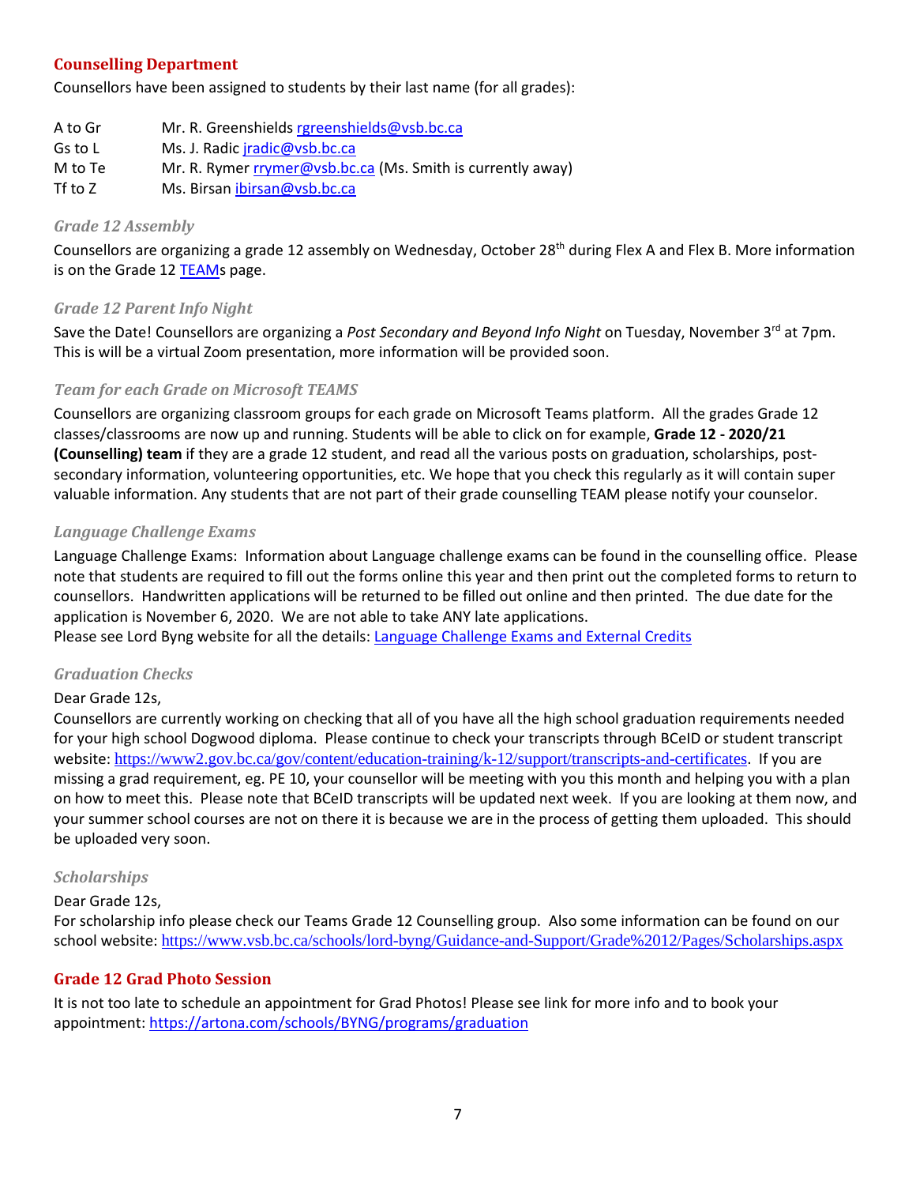## Counselling Department

Counsellors have been assigned to students by their last name (for all grades):

| | |
|---|---|
| A to Gr | Mr. R. Greenshields rgreenshields@vsb.bc.ca |
| Gs to L | Ms. J. Radic jradic@vsb.bc.ca |
| M to Te | Mr. R. Rymer rrymer@vsb.bc.ca (Ms. Smith is currently away) |
| Tf to Z | Ms. Birsan ibirsan@vsb.bc.ca |

### *Grade 12 Assembly*

Counsellors are organizing a grade 12 assembly on Wednesday, October 28th during Flex A and Flex B. More information is on the Grade 12 TEAMs page.

### *Grade 12 Parent Info Night*

Save the Date! Counsellors are organizing a *Post Secondary and Beyond Info Night* on Tuesday, November 3rd at 7pm. This is will be a virtual Zoom presentation, more information will be provided soon.

### *Team for each Grade on Microsoft TEAMS*

Counsellors are organizing classroom groups for each grade on Microsoft Teams platform. All the grades Grade 12 classes/classrooms are now up and running. Students will be able to click on for example, **Grade 12 - 2020/21 (Counselling) team** if they are a grade 12 student, and read all the various posts on graduation, scholarships, post-secondary information, volunteering opportunities, etc. We hope that you check this regularly as it will contain super valuable information. Any students that are not part of their grade counselling TEAM please notify your counselor.

### *Language Challenge Exams*

Language Challenge Exams: Information about Language challenge exams can be found in the counselling office. Please note that students are required to fill out the forms online this year and then print out the completed forms to return to counsellors. Handwritten applications will be returned to be filled out online and then printed. The due date for the application is November 6, 2020. We are not able to take ANY late applications.
Please see Lord Byng website for all the details: Language Challenge Exams and External Credits

### *Graduation Checks*

Dear Grade 12s,
Counsellors are currently working on checking that all of you have all the high school graduation requirements needed for your high school Dogwood diploma. Please continue to check your transcripts through BCeID or student transcript website: https://www2.gov.bc.ca/gov/content/education-training/k-12/support/transcripts-and-certificates. If you are missing a grad requirement, eg. PE 10, your counsellor will be meeting with you this month and helping you with a plan on how to meet this. Please note that BCeID transcripts will be updated next week. If you are looking at them now, and your summer school courses are not on there it is because we are in the process of getting them uploaded. This should be uploaded very soon.

### *Scholarships*

Dear Grade 12s,
For scholarship info please check our Teams Grade 12 Counselling group. Also some information can be found on our school website: https://www.vsb.bc.ca/schools/lord-byng/Guidance-and-Support/Grade%2012/Pages/Scholarships.aspx

## Grade 12 Grad Photo Session

It is not too late to schedule an appointment for Grad Photos! Please see link for more info and to book your appointment: https://artona.com/schools/BYNG/programs/graduation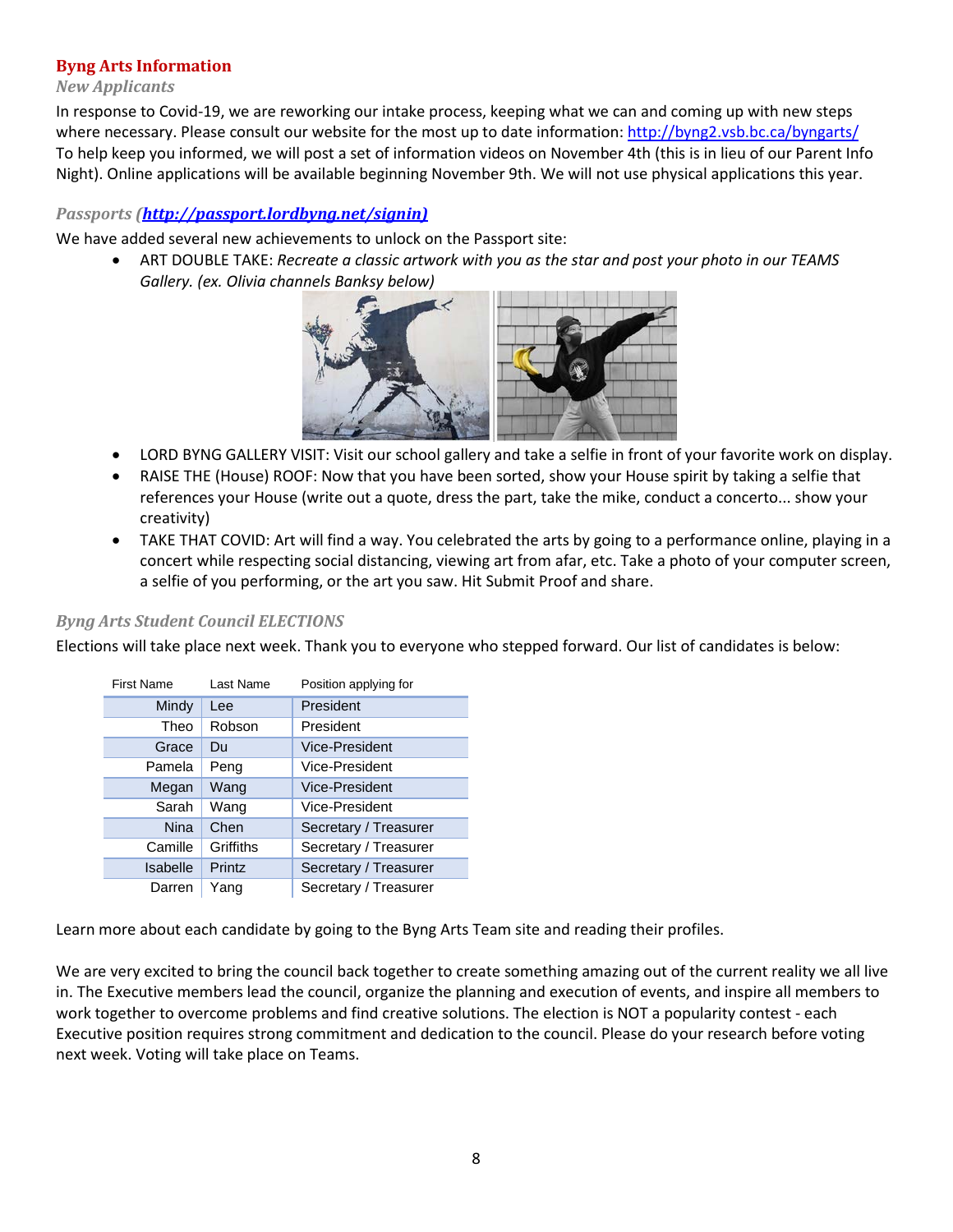## Byng Arts Information

### *New Applicants*

In response to Covid-19, we are reworking our intake process, keeping what we can and coming up with new steps where necessary. Please consult our website for the most up to date information: http://byng2.vsb.bc.ca/byngarts/
To help keep you informed, we will post a set of information videos on November 4th (this is in lieu of our Parent Info Night). Online applications will be available beginning November 9th. We will not use physical applications this year.

### *Passports (**http://passport.lordbyng.net/signin)***

We have added several new achievements to unlock on the Passport site:

- ART DOUBLE TAKE: *Recreate a classic artwork with you as the star and post your photo in our TEAMS Gallery. (ex. Olivia channels Banksy below)*
- LORD BYNG GALLERY VISIT: Visit our school gallery and take a selfie in front of your favorite work on display.
- RAISE THE (House) ROOF: Now that you have been sorted, show your House spirit by taking a selfie that references your House (write out a quote, dress the part, take the mike, conduct a concerto... show your creativity)
- TAKE THAT COVID: Art will find a way. You celebrated the arts by going to a performance online, playing in a concert while respecting social distancing, viewing art from afar, etc. Take a photo of your computer screen, a selfie of you performing, or the art you saw. Hit Submit Proof and share.

### *Byng Arts Student Council ELECTIONS*

Elections will take place next week. Thank you to everyone who stepped forward. Our list of candidates is below:

| First Name | Last Name | Position applying for |
|---|---|---|
| Mindy | Lee | President |
| Theo | Robson | President |
| Grace | Du | Vice-President |
| Pamela | Peng | Vice-President |
| Megan | Wang | Vice-President |
| Sarah | Wang | Vice-President |
| Nina | Chen | Secretary / Treasurer |
| Camille | Griffiths | Secretary / Treasurer |
| Isabelle | Printz | Secretary / Treasurer |
| Darren | Yang | Secretary / Treasurer |

Learn more about each candidate by going to the Byng Arts Team site and reading their profiles.

We are very excited to bring the council back together to create something amazing out of the current reality we all live in. The Executive members lead the council, organize the planning and execution of events, and inspire all members to work together to overcome problems and find creative solutions. The election is NOT a popularity contest - each Executive position requires strong commitment and dedication to the council. Please do your research before voting next week. Voting will take place on Teams.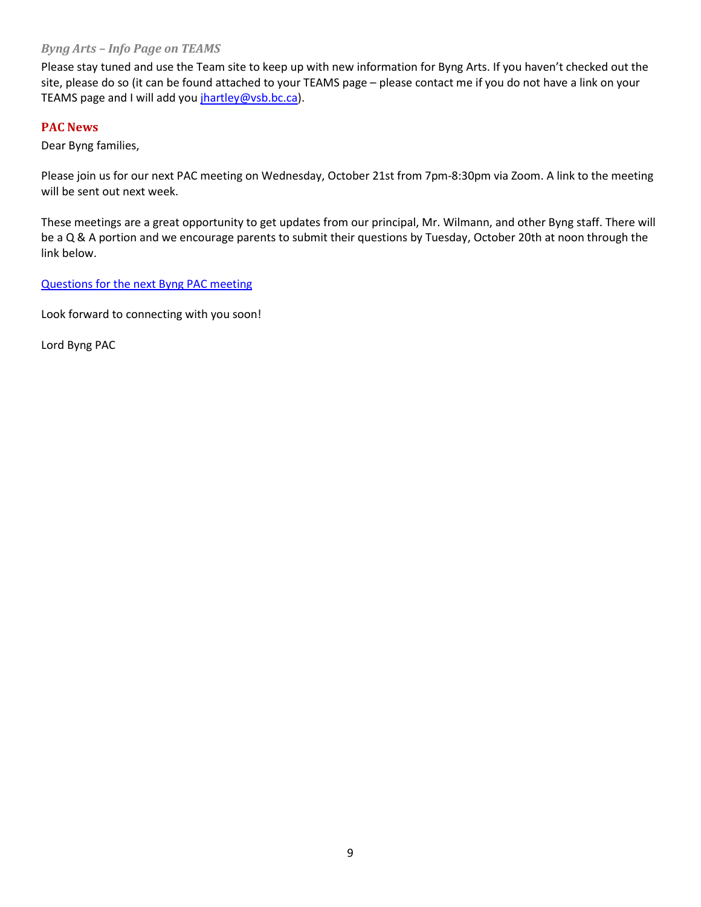### *Byng Arts – Info Page on TEAMS*

Please stay tuned and use the Team site to keep up with new information for Byng Arts. If you haven't checked out the site, please do so (it can be found attached to your TEAMS page – please contact me if you do not have a link on your TEAMS page and I will add you [jhartley@vsb.bc.ca](mailto:jhartley@vsb.bc.ca)).

## PAC News

Dear Byng families,

Please join us for our next PAC meeting on Wednesday, October 21st from 7pm-8:30pm via Zoom. A link to the meeting will be sent out next week.

These meetings are a great opportunity to get updates from our principal, Mr. Wilmann, and other Byng staff. There will be a Q & A portion and we encourage parents to submit their questions by Tuesday, October 20th at noon through the link below.

Questions for the next Byng PAC meeting

Look forward to connecting with you soon!

Lord Byng PAC